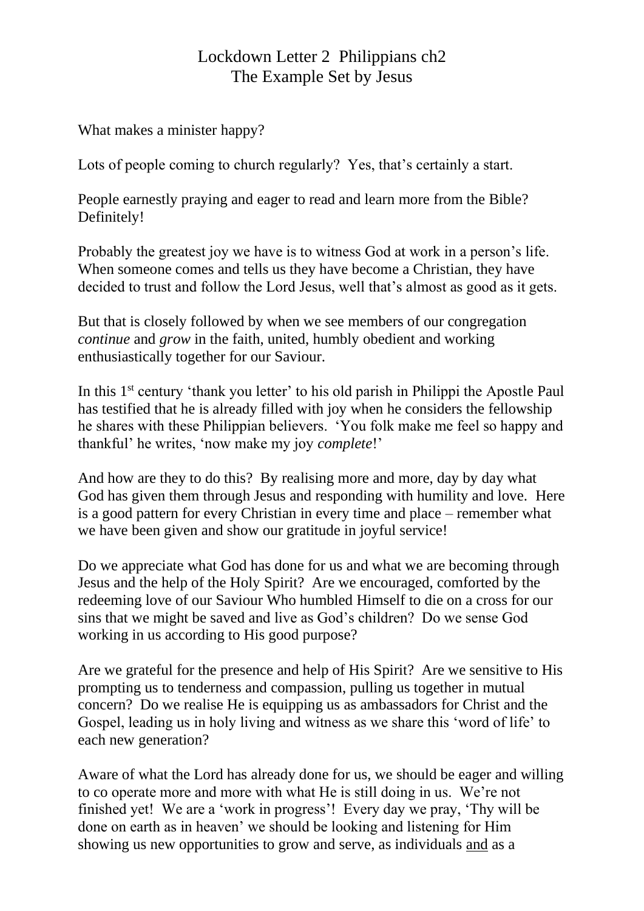# Lockdown Letter 2 Philippians ch2
## The Example Set by Jesus

What makes a minister happy?

Lots of people coming to church regularly? Yes, that's certainly a start.

People earnestly praying and eager to read and learn more from the Bible? Definitely!

Probably the greatest joy we have is to witness God at work in a person's life. When someone comes and tells us they have become a Christian, they have decided to trust and follow the Lord Jesus, well that's almost as good as it gets.

But that is closely followed by when we see members of our congregation *continue* and *grow* in the faith, united, humbly obedient and working enthusiastically together for our Saviour.

In this 1st century 'thank you letter' to his old parish in Philippi the Apostle Paul has testified that he is already filled with joy when he considers the fellowship he shares with these Philippian believers. 'You folk make me feel so happy and thankful' he writes, 'now make my joy *complete*!'

And how are they to do this? By realising more and more, day by day what God has given them through Jesus and responding with humility and love. Here is a good pattern for every Christian in every time and place – remember what we have been given and show our gratitude in joyful service!

Do we appreciate what God has done for us and what we are becoming through Jesus and the help of the Holy Spirit? Are we encouraged, comforted by the redeeming love of our Saviour Who humbled Himself to die on a cross for our sins that we might be saved and live as God's children? Do we sense God working in us according to His good purpose?

Are we grateful for the presence and help of His Spirit? Are we sensitive to His prompting us to tenderness and compassion, pulling us together in mutual concern? Do we realise He is equipping us as ambassadors for Christ and the Gospel, leading us in holy living and witness as we share this 'word of life' to each new generation?

Aware of what the Lord has already done for us, we should be eager and willing to co operate more and more with what He is still doing in us. We're not finished yet! We are a 'work in progress'! Every day we pray, 'Thy will be done on earth as in heaven' we should be looking and listening for Him showing us new opportunities to grow and serve, as individuals <u>and</u> as a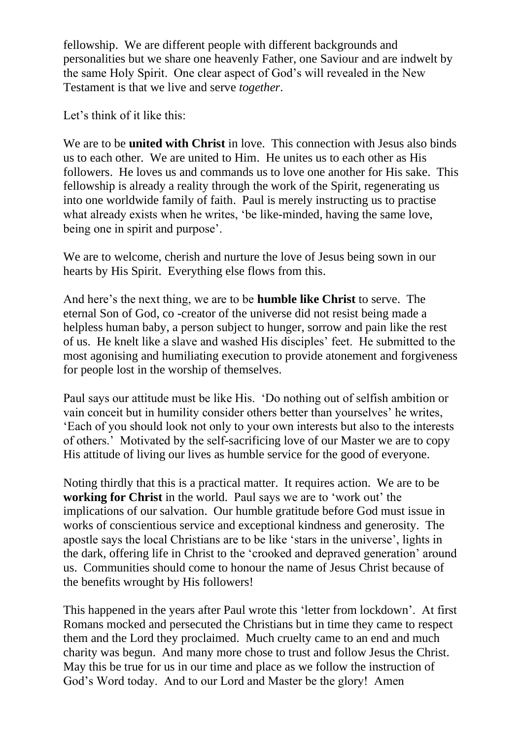fellowship. We are different people with different backgrounds and personalities but we share one heavenly Father, one Saviour and are indwelt by the same Holy Spirit. One clear aspect of God's will revealed in the New Testament is that we live and serve *together*.

Let's think of it like this:

We are to be **united with Christ** in love. This connection with Jesus also binds us to each other. We are united to Him. He unites us to each other as His followers. He loves us and commands us to love one another for His sake. This fellowship is already a reality through the work of the Spirit, regenerating us into one worldwide family of faith. Paul is merely instructing us to practise what already exists when he writes, 'be like-minded, having the same love, being one in spirit and purpose'.

We are to welcome, cherish and nurture the love of Jesus being sown in our hearts by His Spirit. Everything else flows from this.

And here's the next thing, we are to be **humble like Christ** to serve. The eternal Son of God, co -creator of the universe did not resist being made a helpless human baby, a person subject to hunger, sorrow and pain like the rest of us. He knelt like a slave and washed His disciples' feet. He submitted to the most agonising and humiliating execution to provide atonement and forgiveness for people lost in the worship of themselves.

Paul says our attitude must be like His. 'Do nothing out of selfish ambition or vain conceit but in humility consider others better than yourselves' he writes, 'Each of you should look not only to your own interests but also to the interests of others.' Motivated by the self-sacrificing love of our Master we are to copy His attitude of living our lives as humble service for the good of everyone.

Noting thirdly that this is a practical matter. It requires action. We are to be **working for Christ** in the world. Paul says we are to 'work out' the implications of our salvation. Our humble gratitude before God must issue in works of conscientious service and exceptional kindness and generosity. The apostle says the local Christians are to be like 'stars in the universe', lights in the dark, offering life in Christ to the 'crooked and depraved generation' around us. Communities should come to honour the name of Jesus Christ because of the benefits wrought by His followers!

This happened in the years after Paul wrote this 'letter from lockdown'. At first Romans mocked and persecuted the Christians but in time they came to respect them and the Lord they proclaimed. Much cruelty came to an end and much charity was begun. And many more chose to trust and follow Jesus the Christ. May this be true for us in our time and place as we follow the instruction of God's Word today. And to our Lord and Master be the glory! Amen